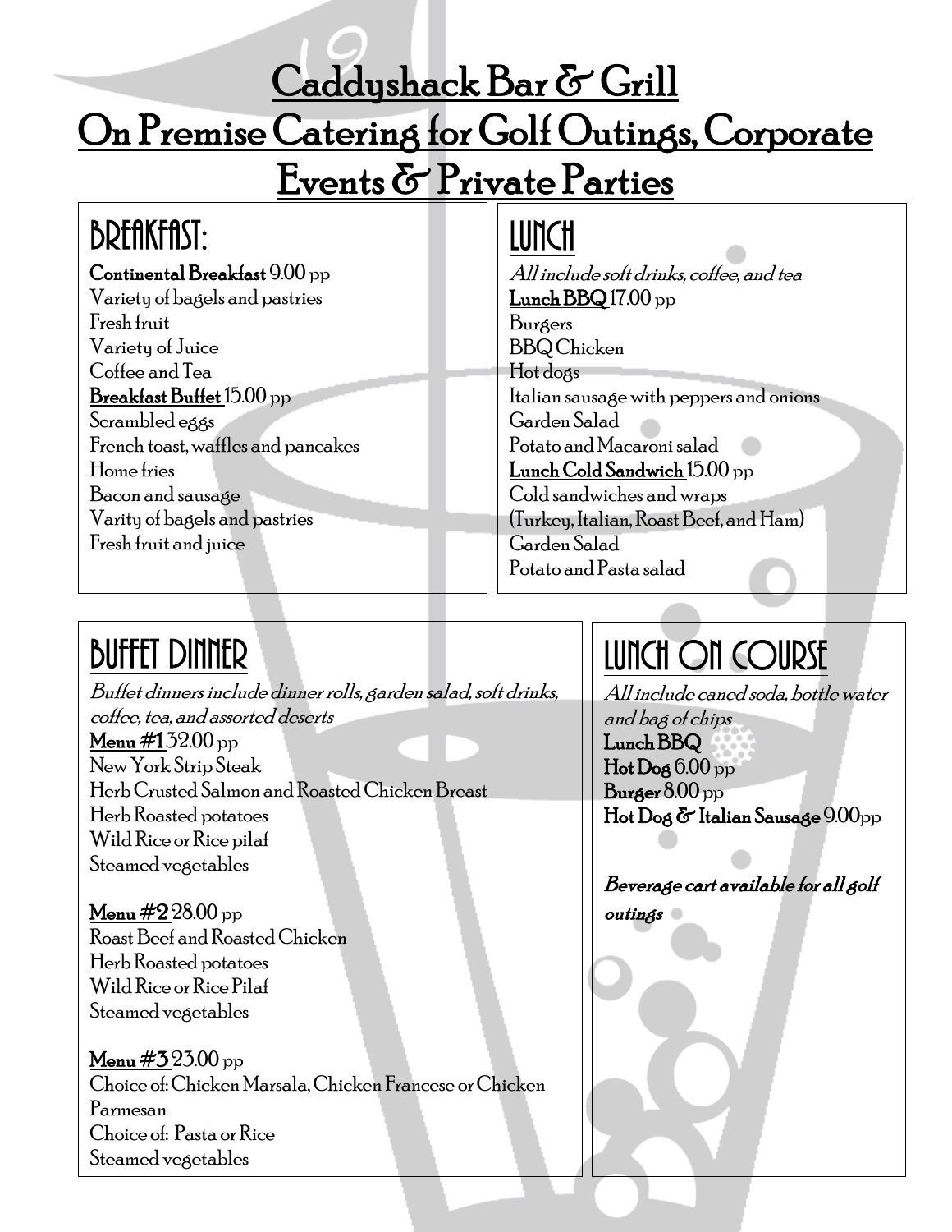# Caddyshack Bar & Grill
# On Premise Catering for Golf Outings, Corporate Events & Private Parties

## BREAKFAST:

**Continental Breakfast** 9.00 pp
Variety of bagels and pastries
Fresh fruit
Variety of Juice
Coffee and Tea

**Breakfast Buffet** 15.00 pp
Scrambled eggs
French toast, waffles and pancakes
Home fries
Bacon and sausage
Varity of bagels and pastries
Fresh fruit and juice

## LUNCH

*All include soft drinks, coffee, and tea*

**Lunch BBQ** 17.00 pp
Burgers
BBQ Chicken
Hot dogs
Italian sausage with peppers and onions
Garden Salad
Potato and Macaroni salad

**Lunch Cold Sandwich** 15.00 pp
Cold sandwiches and wraps
(Turkey, Italian, Roast Beef, and Ham)
Garden Salad
Potato and Pasta salad

## BUFFET DINNER

*Buffet dinners include dinner rolls, garden salad, soft drinks, coffee, tea, and assorted deserts*

**Menu #1** 32.00 pp
New York Strip Steak
Herb Crusted Salmon and Roasted Chicken Breast
Herb Roasted potatoes
Wild Rice or Rice pilaf
Steamed vegetables

**Menu #2** 28.00 pp
Roast Beef and Roasted Chicken
Herb Roasted potatoes
Wild Rice or Rice Pilaf
Steamed vegetables

**Menu #3** 23.00 pp
Choice of: Chicken Marsala, Chicken Francese or Chicken Parmesan
Choice of: Pasta or Rice
Steamed vegetables

## LUNCH ON COURSE

*All include caned soda, bottle water and bag of chips*

**Lunch BBQ**
**Hot Dog** 6.00 pp
**Burger** 8.00 pp
**Hot Dog & Italian Sausage** 9.00pp

***Beverage cart available for all golf outings***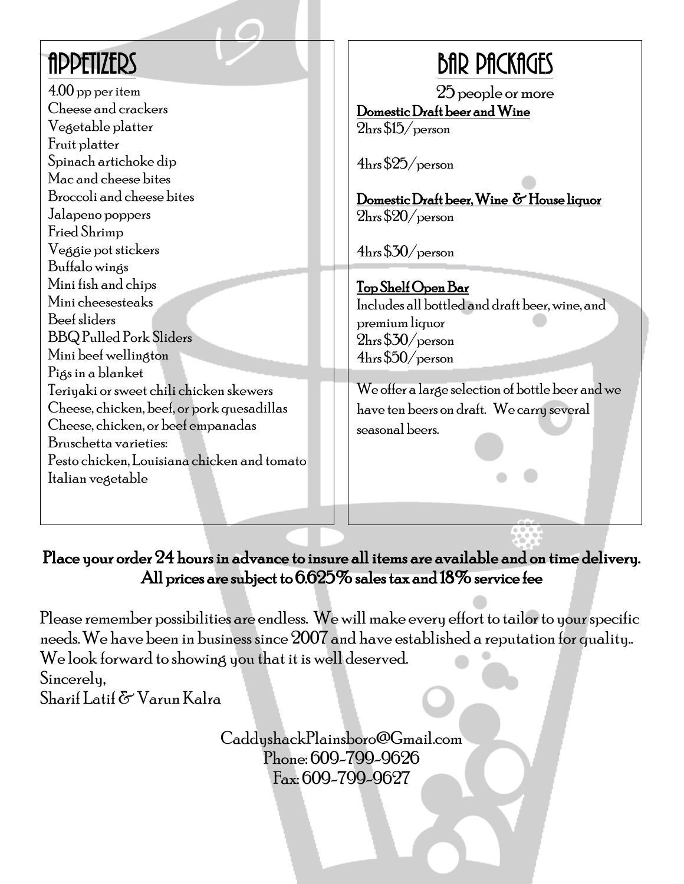## APPETIZERS

4.00 pp per item

Cheese and crackers
Vegetable platter
Fruit platter
Spinach artichoke dip
Mac and cheese bites
Broccoli and cheese bites
Jalapeno poppers
Fried Shrimp
Veggie pot stickers
Buffalo wings
Mini fish and chips
Mini cheesesteaks
Beef sliders
BBQ Pulled Pork Sliders
Mini beef wellington
Pigs in a blanket
Teriyaki or sweet chili chicken skewers
Cheese, chicken, beef, or pork quesadillas
Cheese, chicken, or beef empanadas
Bruschetta varieties:
Pesto chicken, Louisiana chicken and tomato
Italian vegetable

## BAR PACKAGES

25 people or more

**Domestic Draft beer and Wine**

2hrs $15/person

4hrs $25/person

**Domestic Draft beer, Wine & House liquor**

2hrs $20/person

4hrs $30/person

**Top Shelf Open Bar**

Includes all bottled and draft beer, wine, and premium liquor
2hrs $30/person
4hrs $50/person

We offer a large selection of bottle beer and we have ten beers on draft. We carry several seasonal beers.

**Place your order 24 hours in advance to insure all items are available and on time delivery.**
**All prices are subject to 6.625% sales tax and 18% service fee**

Please remember possibilities are endless. We will make every effort to tailor to your specific needs. We have been in business since 2007 and have established a reputation for quality.. We look forward to showing you that it is well deserved.
Sincerely,
Sharif Latif & Varun Kalra

CaddyshackPlainsboro@Gmail.com
Phone: 609-799-9626
Fax: 609-799-9627